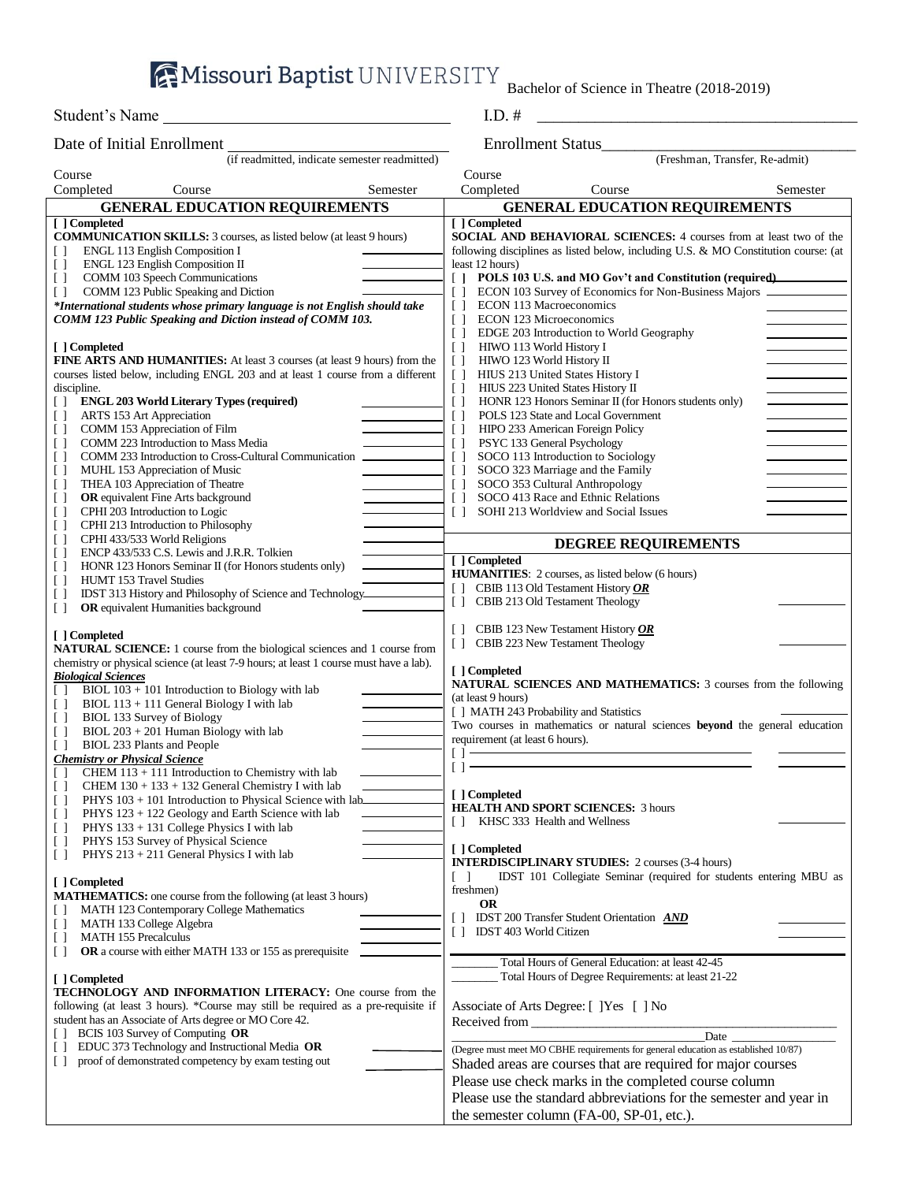# Missouri Baptist UNIVERSITY

Bachelor of Science in Theatre (2018-2019)

Student's Name ____________________ I.D. # ____________________

Date of Initial Enrollment ____________________ (if readmitted, indicate semester readmitted)

Enrollment Status____________________ (Freshman, Transfer, Re-admit)

Course Completed | Course | Semester

## GENERAL EDUCATION REQUIREMENTS

**[ ] Completed**

**COMMUNICATION SKILLS:** 3 courses, as listed below (at least 9 hours)

- [ ] ENGL 113 English Composition I ________
- [ ] ENGL 123 English Composition II ________
- [ ] COMM 103 Speech Communications ________
- [ ] COMM 123 Public Speaking and Diction ________

***International students whose primary language is not English should take COMM 123 Public Speaking and Diction instead of COMM 103.***

**[ ] Completed**

**FINE ARTS AND HUMANITIES:** At least 3 courses (at least 9 hours) from the courses listed below, including ENGL 203 and at least 1 course from a different discipline.

- [ ] **ENGL 203 World Literary Types (required)** ________
- [ ] ARTS 153 Art Appreciation ________
- [ ] COMM 153 Appreciation of Film ________
- [ ] COMM 223 Introduction to Mass Media ________
- [ ] COMM 233 Introduction to Cross-Cultural Communication ________
- [ ] MUHL 153 Appreciation of Music ________
- [ ] THEA 103 Appreciation of Theatre ________
- [ ] **OR** equivalent Fine Arts background ________
- [ ] CPHI 203 Introduction to Logic ________
- [ ] CPHI 213 Introduction to Philosophy ________
- [ ] CPHI 433/533 World Religions ________
- [ ] ENCP 433/533 C.S. Lewis and J.R.R. Tolkien ________
- [ ] HONR 123 Honors Seminar II (for Honors students only) ________
- [ ] HUMT 153 Travel Studies ________
- [ ] IDST 313 History and Philosophy of Science and Technology ________
- [ ] **OR** equivalent Humanities background ________

**[ ] Completed**

**NATURAL SCIENCE:** 1 course from the biological sciences and 1 course from chemistry or physical science (at least 7-9 hours; at least 1 course must have a lab).

***Biological Sciences***

- [ ] BIOL 103 + 101 Introduction to Biology with lab ________
- [ ] BIOL 113 + 111 General Biology I with lab ________
- [ ] BIOL 133 Survey of Biology ________
- [ ] BIOL 203 + 201 Human Biology with lab ________
- [ ] BIOL 233 Plants and People ________

***Chemistry or Physical Science***

- [ ] CHEM 113 + 111 Introduction to Chemistry with lab ________
- [ ] CHEM 130 + 133 + 132 General Chemistry I with lab ________
- [ ] PHYS 103 + 101 Introduction to Physical Science with lab ________
- [ ] PHYS 123 + 122 Geology and Earth Science with lab ________
- [ ] PHYS 133 + 131 College Physics I with lab ________
- [ ] PHYS 153 Survey of Physical Science ________
- [ ] PHYS 213 + 211 General Physics I with lab ________

**[ ] Completed**

**MATHEMATICS:** one course from the following (at least 3 hours)

- [ ] MATH 123 Contemporary College Mathematics ________
- [ ] MATH 133 College Algebra ________
- [ ] MATH 155 Precalculus ________
- [ ] **OR** a course with either MATH 133 or 155 as prerequisite ________

**[ ] Completed**

**TECHNOLOGY AND INFORMATION LITERACY:** One course from the following (at least 3 hours). *Course may still be required as a pre-requisite if student has an Associate of Arts degree or MO Core 42.

- [ ] BCIS 103 Survey of Computing **OR**
- [ ] EDUC 373 Technology and Instructional Media **OR** ________
- [ ] proof of demonstrated competency by exam testing out ________

## GENERAL EDUCATION REQUIREMENTS

**[ ] Completed**

**SOCIAL AND BEHAVIORAL SCIENCES:** 4 courses from at least two of the following disciplines as listed below, including U.S. & MO Constitution course: (at least 12 hours)

- [ ] **POLS 103 U.S. and MO Gov't and Constitution (required)** ________
- [ ] ECON 103 Survey of Economics for Non-Business Majors ________
- [ ] ECON 113 Macroeconomics ________
- [ ] ECON 123 Microeconomics ________
- [ ] EDGE 203 Introduction to World Geography ________
- [ ] HIWO 113 World History I ________
- [ ] HIWO 123 World History II ________
- [ ] HIUS 213 United States History I ________
- [ ] HIUS 223 United States History II ________
- [ ] HONR 123 Honors Seminar II (for Honors students only) ________
- [ ] POLS 123 State and Local Government ________
- [ ] HIPO 233 American Foreign Policy ________
- [ ] PSYC 133 General Psychology ________
- [ ] SOCO 113 Introduction to Sociology ________
- [ ] SOCO 323 Marriage and the Family ________
- [ ] SOCO 353 Cultural Anthropology ________
- [ ] SOCO 413 Race and Ethnic Relations ________
- [ ] SOHI 213 Worldview and Social Issues ________

## DEGREE REQUIREMENTS

**[ ] Completed**

**HUMANITIES**: 2 courses, as listed below (6 hours)

- [ ] CBIB 113 Old Testament History ***OR***
- [ ] CBIB 213 Old Testament Theology ________

- [ ] CBIB 123 New Testament History ***OR***
- [ ] CBIB 223 New Testament Theology ________

**[ ] Completed**

**NATURAL SCIENCES AND MATHEMATICS:** 3 courses from the following (at least 9 hours)

- [ ] MATH 243 Probability and Statistics ________

Two courses in mathematics or natural sciences **beyond** the general education requirement (at least 6 hours).

- [ ] ____________________ ________
- [ ] ____________________ ________

**[ ] Completed**

**HEALTH AND SPORT SCIENCES:** 3 hours

- [ ] KHSC 333 Health and Wellness ________

**[ ] Completed**

**INTERDISCIPLINARY STUDIES:** 2 courses (3-4 hours)

- [ ] IDST 101 Collegiate Seminar (required for students entering MBU as freshmen)

**OR**

- [ ] IDST 200 Transfer Student Orientation ***AND*** ________
- [ ] IDST 403 World Citizen ________

________ Total Hours of General Education: at least 42-45

________ Total Hours of Degree Requirements: at least 21-22

Associate of Arts Degree: [ ]Yes [ ] No

Received from ____________________ Date ________

(Degree must meet MO CBHE requirements for general education as established 10/87)

Shaded areas are courses that are required for major courses

Please use check marks in the completed course column

Please use the standard abbreviations for the semester and year in the semester column (FA-00, SP-01, etc.).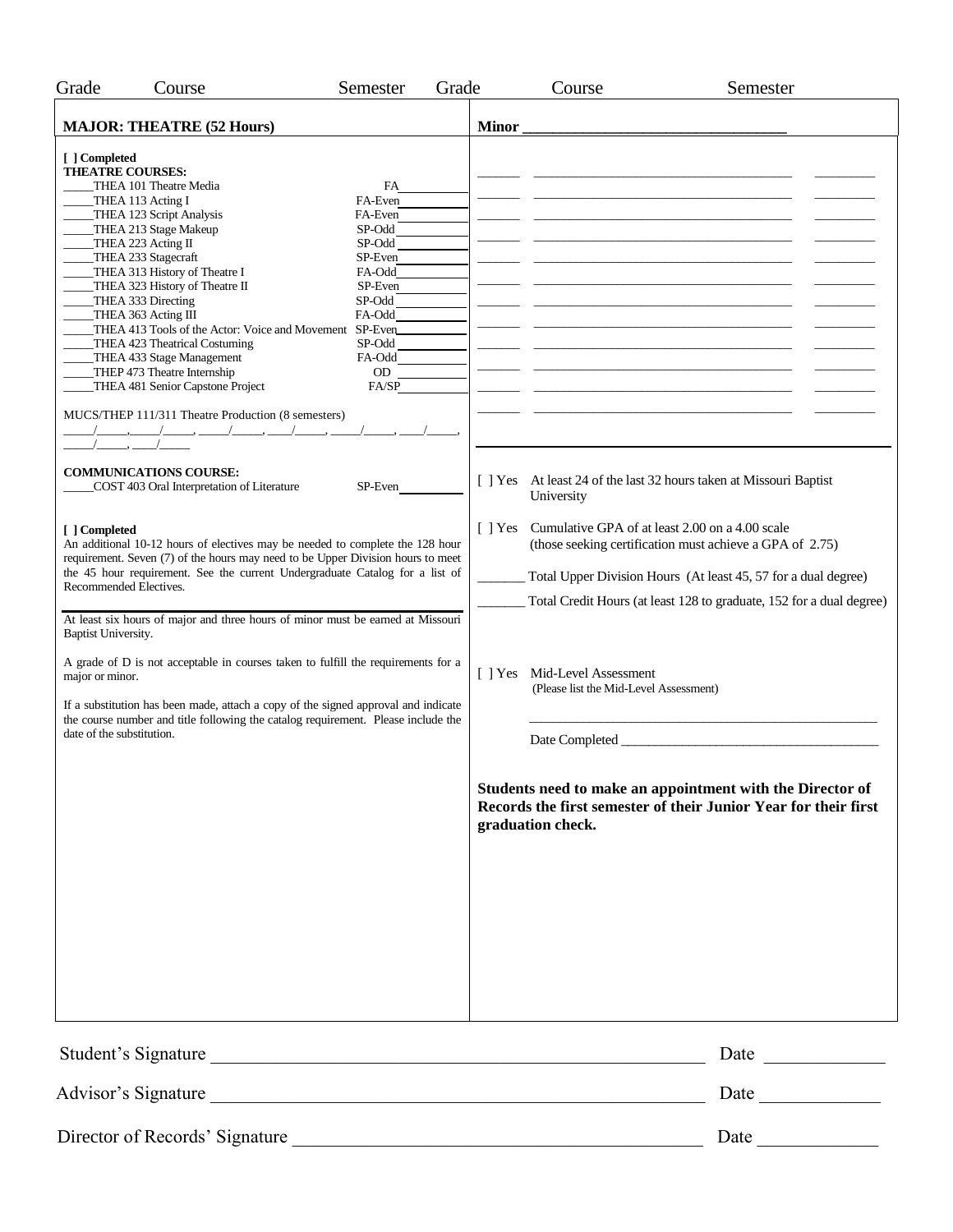Grade Course Semester Grade Course Semester

**MAJOR: THEATRE (52 Hours)**

[ ] Completed

**THEATRE COURSES:**

_____THEA 101 Theatre Media FA__________
_____THEA 113 Acting I FA-Even__________
_____THEA 123 Script Analysis FA-Even__________
_____THEA 213 Stage Makeup SP-Odd__________
_____THEA 223 Acting II SP-Odd__________
_____THEA 233 Stagecraft SP-Even__________
_____THEA 313 History of Theatre I FA-Odd__________
_____THEA 323 History of Theatre II SP-Even__________
_____THEA 333 Directing SP-Odd__________
_____THEA 363 Acting III FA-Odd__________
_____THEA 413 Tools of the Actor: Voice and Movement SP-Even__________
_____THEA 423 Theatrical Costuming SP-Odd__________
_____THEA 433 Stage Management FA-Odd__________
_____THEP 473 Theatre Internship OD__________
_____THEA 481 Senior Capstone Project FA/SP__________

MUCS/THEP 111/311 Theatre Production (8 semesters)
_____/_____, _____/_____, _____/_____, ____/_____, _____/_____, ____/_____,
_____/_____, ____/_____

**COMMUNICATIONS COURSE:**

_____COST 403 Oral Interpretation of Literature SP-Even__________

[ ] Completed

An additional 10-12 hours of electives may be needed to complete the 128 hour requirement. Seven (7) of the hours may need to be Upper Division hours to meet the 45 hour requirement. See the current Undergraduate Catalog for a list of Recommended Electives.

At least six hours of major and three hours of minor must be earned at Missouri Baptist University.

A grade of D is not acceptable in courses taken to fulfill the requirements for a major or minor.

If a substitution has been made, attach a copy of the signed approval and indicate the course number and title following the catalog requirement. Please include the date of the substitution.

**Minor ________________________________**

______ ________________________________________ _________
______ ________________________________________ _________
______ ________________________________________ _________
______ ________________________________________ _________
______ ________________________________________ _________
______ ________________________________________ _________
______ ________________________________________ _________
______ ________________________________________ _________
______ ________________________________________ _________
______ ________________________________________ _________
______ ________________________________________ _________
______ ________________________________________ _________

[ ] Yes At least 24 of the last 32 hours taken at Missouri Baptist University

[ ] Yes Cumulative GPA of at least 2.00 on a 4.00 scale (those seeking certification must achieve a GPA of 2.75)

_______ Total Upper Division Hours (At least 45, 57 for a dual degree)

_______ Total Credit Hours (at least 128 to graduate, 152 for a dual degree)

[ ] Yes Mid-Level Assessment
(Please list the Mid-Level Assessment)

_____________________________________________________

Date Completed ______________________________________

**Students need to make an appointment with the Director of Records the first semester of their Junior Year for their first graduation check.**

Student's Signature ________________________________________________ Date ____________

Advisor's Signature ________________________________________________ Date ____________

Director of Records' Signature _______________________________________ Date ____________